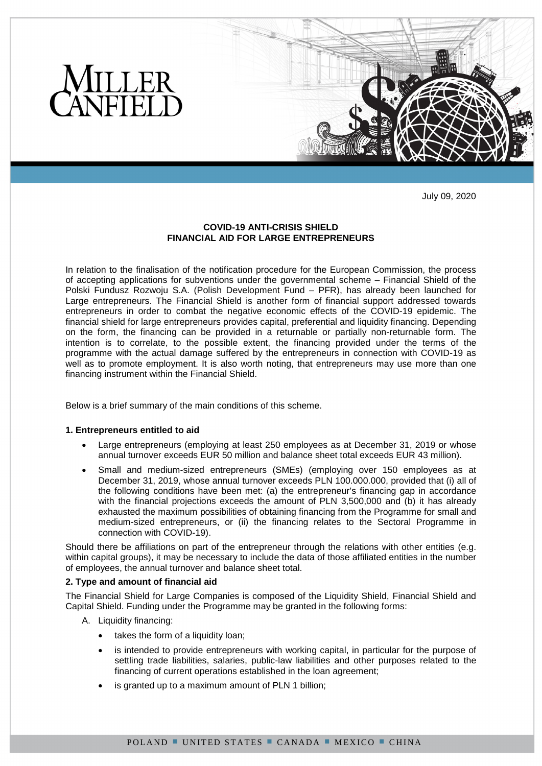July 09, 2020

**COVID-19 ANTI-CRISIS SHIELD**
**FINANCIAL AID FOR LARGE ENTREPRENEURS**

In relation to the finalisation of the notification procedure for the European Commission, the process of accepting applications for subventions under the governmental scheme – Financial Shield of the Polski Fundusz Rozwoju S.A. (Polish Development Fund – PFR), has already been launched for Large entrepreneurs. The Financial Shield is another form of financial support addressed towards entrepreneurs in order to combat the negative economic effects of the COVID-19 epidemic. The financial shield for large entrepreneurs provides capital, preferential and liquidity financing. Depending on the form, the financing can be provided in a returnable or partially non-returnable form. The intention is to correlate, to the possible extent, the financing provided under the terms of the programme with the actual damage suffered by the entrepreneurs in connection with COVID-19 as well as to promote employment. It is also worth noting, that entrepreneurs may use more than one financing instrument within the Financial Shield.

Below is a brief summary of the main conditions of this scheme.

**1. Entrepreneurs entitled to aid**

- Large entrepreneurs (employing at least 250 employees as at December 31, 2019 or whose annual turnover exceeds EUR 50 million and balance sheet total exceeds EUR 43 million).
- Small and medium-sized entrepreneurs (SMEs) (employing over 150 employees as at December 31, 2019, whose annual turnover exceeds PLN 100.000.000, provided that (i) all of the following conditions have been met: (a) the entrepreneur's financing gap in accordance with the financial projections exceeds the amount of PLN 3,500,000 and (b) it has already exhausted the maximum possibilities of obtaining financing from the Programme for small and medium-sized entrepreneurs, or (ii) the financing relates to the Sectoral Programme in connection with COVID-19).

Should there be affiliations on part of the entrepreneur through the relations with other entities (e.g. within capital groups), it may be necessary to include the data of those affiliated entities in the number of employees, the annual turnover and balance sheet total.

**2. Type and amount of financial aid**

The Financial Shield for Large Companies is composed of the Liquidity Shield, Financial Shield and Capital Shield. Funding under the Programme may be granted in the following forms:

A. Liquidity financing:
   - takes the form of a liquidity loan;
   - is intended to provide entrepreneurs with working capital, in particular for the purpose of settling trade liabilities, salaries, public-law liabilities and other purposes related to the financing of current operations established in the loan agreement;
   - is granted up to a maximum amount of PLN 1 billion;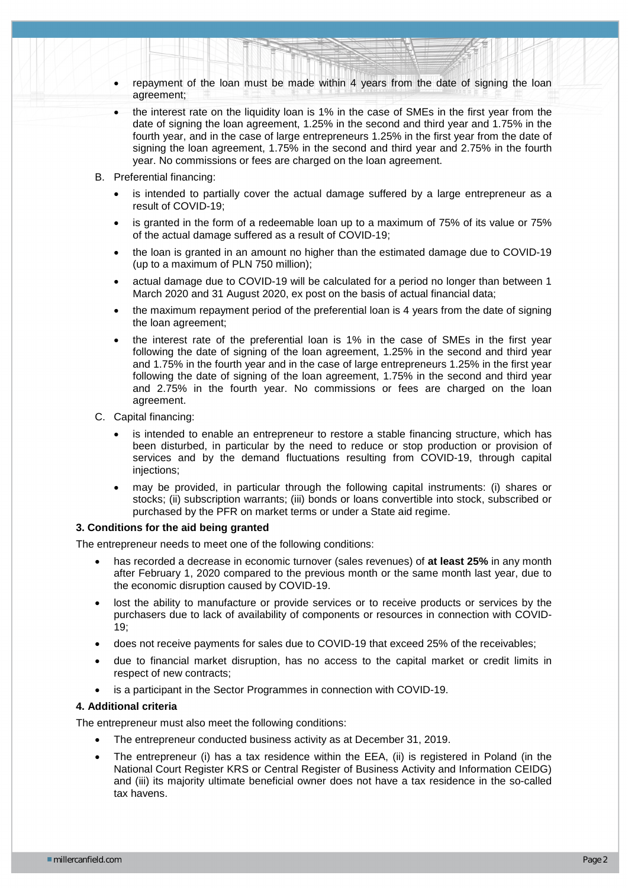- repayment of the loan must be made within 4 years from the date of signing the loan agreement;
- the interest rate on the liquidity loan is 1% in the case of SMEs in the first year from the date of signing the loan agreement, 1.25% in the second and third year and 1.75% in the fourth year, and in the case of large entrepreneurs 1.25% in the first year from the date of signing the loan agreement, 1.75% in the second and third year and 2.75% in the fourth year. No commissions or fees are charged on the loan agreement.

B. Preferential financing:

- is intended to partially cover the actual damage suffered by a large entrepreneur as a result of COVID-19;
- is granted in the form of a redeemable loan up to a maximum of 75% of its value or 75% of the actual damage suffered as a result of COVID-19;
- the loan is granted in an amount no higher than the estimated damage due to COVID-19 (up to a maximum of PLN 750 million);
- actual damage due to COVID-19 will be calculated for a period no longer than between 1 March 2020 and 31 August 2020, ex post on the basis of actual financial data;
- the maximum repayment period of the preferential loan is 4 years from the date of signing the loan agreement;
- the interest rate of the preferential loan is 1% in the case of SMEs in the first year following the date of signing of the loan agreement, 1.25% in the second and third year and 1.75% in the fourth year and in the case of large entrepreneurs 1.25% in the first year following the date of signing of the loan agreement, 1.75% in the second and third year and 2.75% in the fourth year. No commissions or fees are charged on the loan agreement.

C. Capital financing:

- is intended to enable an entrepreneur to restore a stable financing structure, which has been disturbed, in particular by the need to reduce or stop production or provision of services and by the demand fluctuations resulting from COVID-19, through capital injections;
- may be provided, in particular through the following capital instruments: (i) shares or stocks; (ii) subscription warrants; (iii) bonds or loans convertible into stock, subscribed or purchased by the PFR on market terms or under a State aid regime.

**3. Conditions for the aid being granted**

The entrepreneur needs to meet one of the following conditions:

- has recorded a decrease in economic turnover (sales revenues) of **at least 25%** in any month after February 1, 2020 compared to the previous month or the same month last year, due to the economic disruption caused by COVID-19.
- lost the ability to manufacture or provide services or to receive products or services by the purchasers due to lack of availability of components or resources in connection with COVID-19;
- does not receive payments for sales due to COVID-19 that exceed 25% of the receivables;
- due to financial market disruption, has no access to the capital market or credit limits in respect of new contracts;
- is a participant in the Sector Programmes in connection with COVID-19.

**4. Additional criteria**

The entrepreneur must also meet the following conditions:

- The entrepreneur conducted business activity as at December 31, 2019.
- The entrepreneur (i) has a tax residence within the EEA, (ii) is registered in Poland (in the National Court Register KRS or Central Register of Business Activity and Information CEIDG) and (iii) its majority ultimate beneficial owner does not have a tax residence in the so-called tax havens.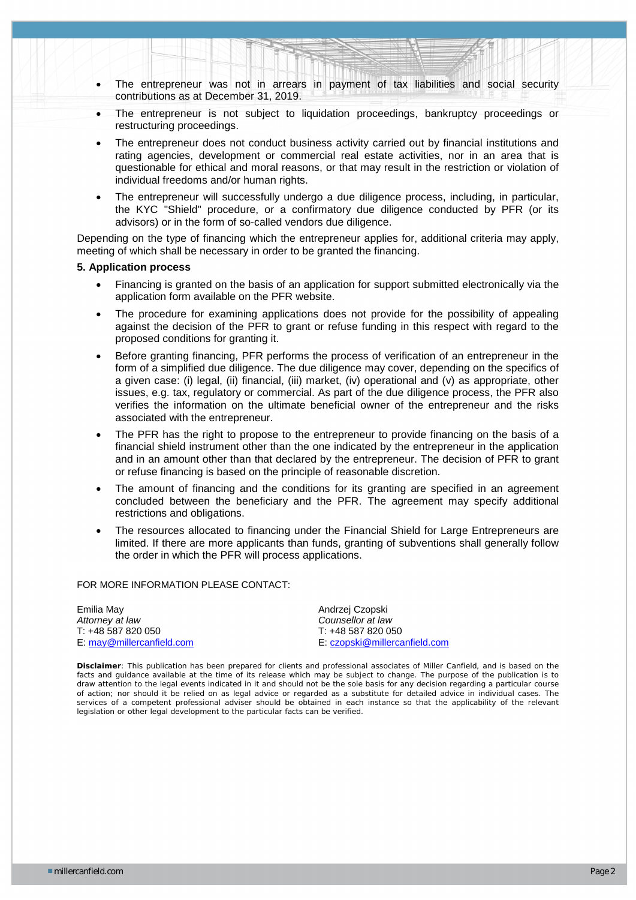- The entrepreneur was not in arrears in payment of tax liabilities and social security contributions as at December 31, 2019.
- The entrepreneur is not subject to liquidation proceedings, bankruptcy proceedings or restructuring proceedings.
- The entrepreneur does not conduct business activity carried out by financial institutions and rating agencies, development or commercial real estate activities, nor in an area that is questionable for ethical and moral reasons, or that may result in the restriction or violation of individual freedoms and/or human rights.
- The entrepreneur will successfully undergo a due diligence process, including, in particular, the KYC "Shield" procedure, or a confirmatory due diligence conducted by PFR (or its advisors) or in the form of so-called vendors due diligence.

Depending on the type of financing which the entrepreneur applies for, additional criteria may apply, meeting of which shall be necessary in order to be granted the financing.

**5. Application process**

- Financing is granted on the basis of an application for support submitted electronically via the application form available on the PFR website.
- The procedure for examining applications does not provide for the possibility of appealing against the decision of the PFR to grant or refuse funding in this respect with regard to the proposed conditions for granting it.
- Before granting financing, PFR performs the process of verification of an entrepreneur in the form of a simplified due diligence. The due diligence may cover, depending on the specifics of a given case: (i) legal, (ii) financial, (iii) market, (iv) operational and (v) as appropriate, other issues, e.g. tax, regulatory or commercial. As part of the due diligence process, the PFR also verifies the information on the ultimate beneficial owner of the entrepreneur and the risks associated with the entrepreneur.
- The PFR has the right to propose to the entrepreneur to provide financing on the basis of a financial shield instrument other than the one indicated by the entrepreneur in the application and in an amount other than that declared by the entrepreneur. The decision of PFR to grant or refuse financing is based on the principle of reasonable discretion.
- The amount of financing and the conditions for its granting are specified in an agreement concluded between the beneficiary and the PFR. The agreement may specify additional restrictions and obligations.
- The resources allocated to financing under the Financial Shield for Large Entrepreneurs are limited. If there are more applicants than funds, granting of subventions shall generally follow the order in which the PFR will process applications.

FOR MORE INFORMATION PLEASE CONTACT:

Emilia May
*Attorney at law*
T: +48 587 820 050
E: may@millercanfield.com

Andrzej Czopski
*Counsellor at law*
T: +48 587 820 050
E: czopski@millercanfield.com

**Disclaimer**: This publication has been prepared for clients and professional associates of Miller Canfield, and is based on the facts and guidance available at the time of its release which may be subject to change. The purpose of the publication is to draw attention to the legal events indicated in it and should not be the sole basis for any decision regarding a particular course of action; nor should it be relied on as legal advice or regarded as a substitute for detailed advice in individual cases. The services of a competent professional adviser should be obtained in each instance so that the applicability of the relevant legislation or other legal development to the particular facts can be verified.